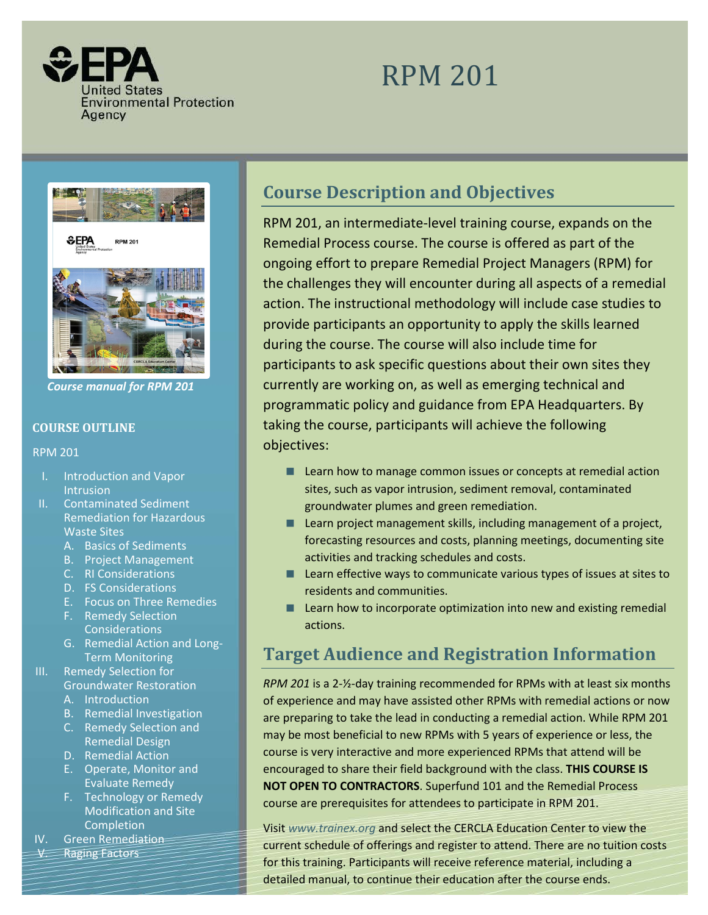# RPM 201

United States Environmental Protection Agency

*Course manual for RPM 201*

## Course Description and Objectives

RPM 201, an intermediate-level training course, expands on the Remedial Process course. The course is offered as part of the ongoing effort to prepare Remedial Project Managers (RPM) for the challenges they will encounter during all aspects of a remedial action. The instructional methodology will include case studies to provide participants an opportunity to apply the skills learned during the course. The course will also include time for participants to ask specific questions about their own sites they currently are working on, as well as emerging technical and programmatic policy and guidance from EPA Headquarters. By taking the course, participants will achieve the following objectives:

- Learn how to manage common issues or concepts at remedial action sites, such as vapor intrusion, sediment removal, contaminated groundwater plumes and green remediation.
- Learn project management skills, including management of a project, forecasting resources and costs, planning meetings, documenting site activities and tracking schedules and costs.
- Learn effective ways to communicate various types of issues at sites to residents and communities.
- Learn how to incorporate optimization into new and existing remedial actions.

## Target Audience and Registration Information

*RPM 201* is a 2-½-day training recommended for RPMs with at least six months of experience and may have assisted other RPMs with remedial actions or now are preparing to take the lead in conducting a remedial action. While RPM 201 may be most beneficial to new RPMs with 5 years of experience or less, the course is very interactive and more experienced RPMs that attend will be encouraged to share their field background with the class. **THIS COURSE IS NOT OPEN TO CONTRACTORS**. Superfund 101 and the Remedial Process course are prerequisites for attendees to participate in RPM 201.

Visit *www.trainex.org* and select the CERCLA Education Center to view the current schedule of offerings and register to attend. There are no tuition costs for this training. Participants will receive reference material, including a detailed manual, to continue their education after the course ends.

## COURSE OUTLINE

RPM 201

I. Introduction and Vapor Intrusion
II. Contaminated Sediment Remediation for Hazardous Waste Sites
   A. Basics of Sediments
   B. Project Management
   C. RI Considerations
   D. FS Considerations
   E. Focus on Three Remedies
   F. Remedy Selection Considerations
   G. Remedial Action and Long-Term Monitoring
III. Remedy Selection for Groundwater Restoration
   A. Introduction
   B. Remedial Investigation
   C. Remedy Selection and Remedial Design
   D. Remedial Action
   E. Operate, Monitor and Evaluate Remedy
   F. Technology or Remedy Modification and Site Completion
IV. Green Remediation
V. Raging Factors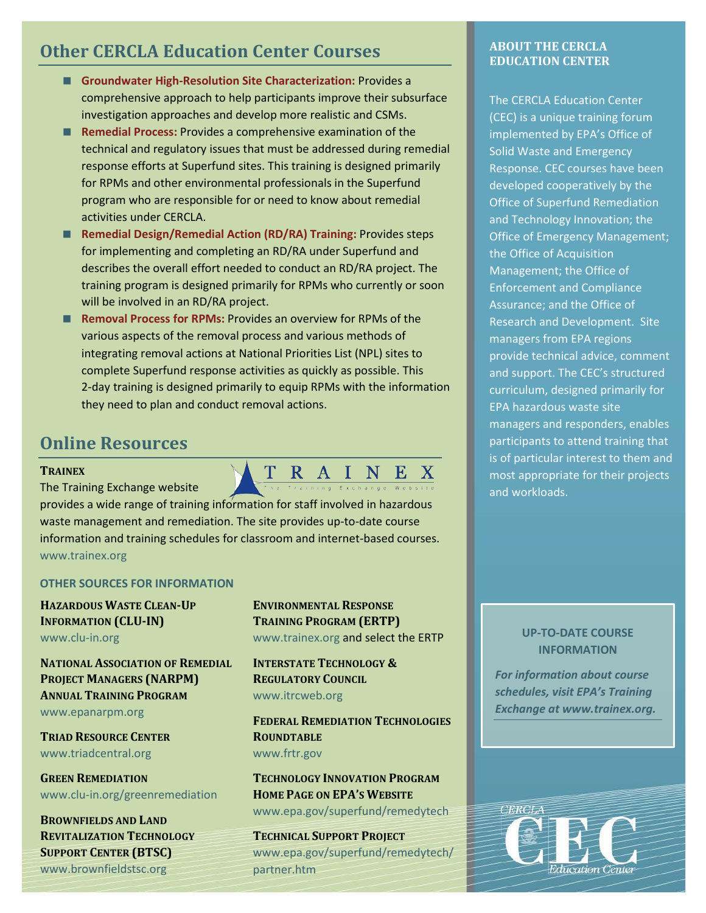## Other CERCLA Education Center Courses

- **Groundwater High-Resolution Site Characterization:** Provides a comprehensive approach to help participants improve their subsurface investigation approaches and develop more realistic and CSMs.
- **Remedial Process:** Provides a comprehensive examination of the technical and regulatory issues that must be addressed during remedial response efforts at Superfund sites. This training is designed primarily for RPMs and other environmental professionals in the Superfund program who are responsible for or need to know about remedial activities under CERCLA.
- **Remedial Design/Remedial Action (RD/RA) Training:** Provides steps for implementing and completing an RD/RA under Superfund and describes the overall effort needed to conduct an RD/RA project. The training program is designed primarily for RPMs who currently or soon will be involved in an RD/RA project.
- **Removal Process for RPMs:** Provides an overview for RPMs of the various aspects of the removal process and various methods of integrating removal actions at National Priorities List (NPL) sites to complete Superfund response activities as quickly as possible. This 2-day training is designed primarily to equip RPMs with the information they need to plan and conduct removal actions.

## Online Resources

**TRAINEX**

The Training Exchange website provides a wide range of training information for staff involved in hazardous waste management and remediation. The site provides up-to-date course information and training schedules for classroom and internet-based courses.
www.trainex.org

#### OTHER SOURCES FOR INFORMATION

**HAZARDOUS WASTE CLEAN-UP INFORMATION (CLU-IN)**
www.clu-in.org

**NATIONAL ASSOCIATION OF REMEDIAL PROJECT MANAGERS (NARPM) ANNUAL TRAINING PROGRAM**
www.epanarpm.org

**TRIAD RESOURCE CENTER**
www.triadcentral.org

**GREEN REMEDIATION**
www.clu-in.org/greenremediation

**BROWNFIELDS AND LAND REVITALIZATION TECHNOLOGY SUPPORT CENTER (BTSC)**
www.brownfieldstsc.org

**ENVIRONMENTAL RESPONSE TRAINING PROGRAM (ERTP)**
www.trainex.org and select the ERTP

**INTERSTATE TECHNOLOGY & REGULATORY COUNCIL**
www.itrcweb.org

**FEDERAL REMEDIATION TECHNOLOGIES ROUNDTABLE**
www.frtr.gov

**TECHNOLOGY INNOVATION PROGRAM HOME PAGE ON EPA'S WEBSITE**
www.epa.gov/superfund/remedytech

**TECHNICAL SUPPORT PROJECT**
www.epa.gov/superfund/remedytech/partner.htm

### ABOUT THE CERCLA EDUCATION CENTER

The CERCLA Education Center (CEC) is a unique training forum implemented by EPA's Office of Solid Waste and Emergency Response. CEC courses have been developed cooperatively by the Office of Superfund Remediation and Technology Innovation; the Office of Emergency Management; the Office of Acquisition Management; the Office of Enforcement and Compliance Assurance; and the Office of Research and Development. Site managers from EPA regions provide technical advice, comment and support. The CEC's structured curriculum, designed primarily for EPA hazardous waste site managers and responders, enables participants to attend training that is of particular interest to them and most appropriate for their projects and workloads.

**UP-TO-DATE COURSE INFORMATION**

*For information about course schedules, visit EPA's Training Exchange at www.trainex.org.*